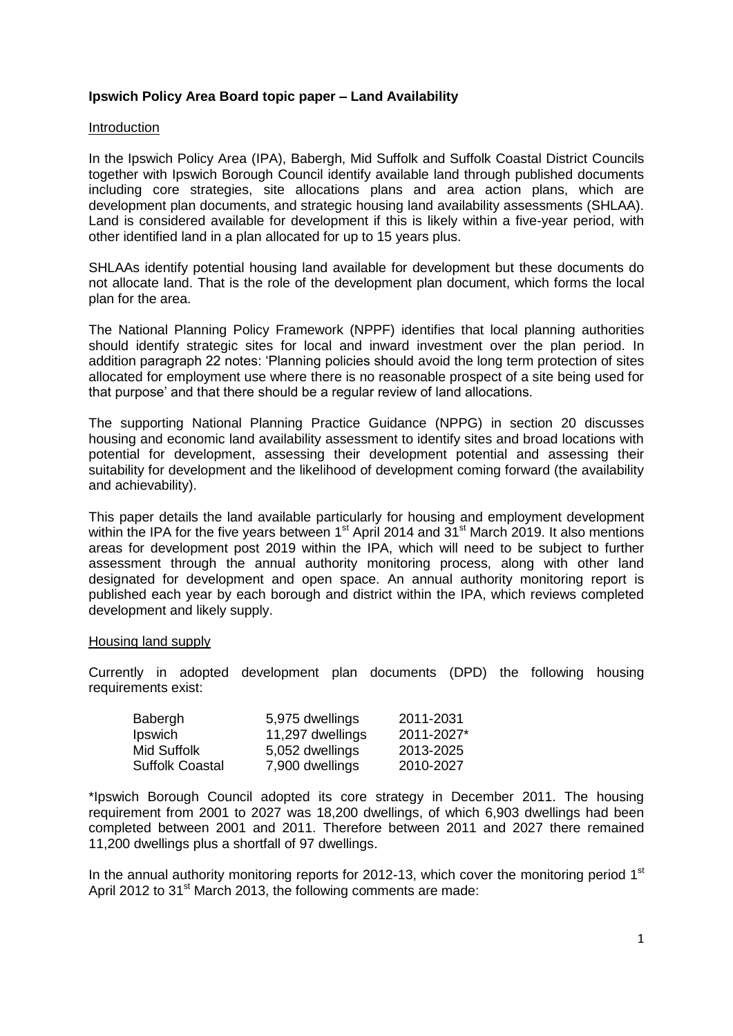**Ipswich Policy Area Board topic paper – Land Availability**

Introduction

In the Ipswich Policy Area (IPA), Babergh, Mid Suffolk and Suffolk Coastal District Councils together with Ipswich Borough Council identify available land through published documents including core strategies, site allocations plans and area action plans, which are development plan documents, and strategic housing land availability assessments (SHLAA). Land is considered available for development if this is likely within a five-year period, with other identified land in a plan allocated for up to 15 years plus.

SHLAAs identify potential housing land available for development but these documents do not allocate land. That is the role of the development plan document, which forms the local plan for the area.

The National Planning Policy Framework (NPPF) identifies that local planning authorities should identify strategic sites for local and inward investment over the plan period. In addition paragraph 22 notes: 'Planning policies should avoid the long term protection of sites allocated for employment use where there is no reasonable prospect of a site being used for that purpose' and that there should be a regular review of land allocations.

The supporting National Planning Practice Guidance (NPPG) in section 20 discusses housing and economic land availability assessment to identify sites and broad locations with potential for development, assessing their development potential and assessing their suitability for development and the likelihood of development coming forward (the availability and achievability).

This paper details the land available particularly for housing and employment development within the IPA for the five years between 1st April 2014 and 31st March 2019. It also mentions areas for development post 2019 within the IPA, which will need to be subject to further assessment through the annual authority monitoring process, along with other land designated for development and open space. An annual authority monitoring report is published each year by each borough and district within the IPA, which reviews completed development and likely supply.

Housing land supply

Currently in adopted development plan documents (DPD) the following housing requirements exist:

| | | |
|---|---|---|
| Babergh | 5,975 dwellings | 2011-2031 |
| Ipswich | 11,297 dwellings | 2011-2027* |
| Mid Suffolk | 5,052 dwellings | 2013-2025 |
| Suffolk Coastal | 7,900 dwellings | 2010-2027 |

*Ipswich Borough Council adopted its core strategy in December 2011. The housing requirement from 2001 to 2027 was 18,200 dwellings, of which 6,903 dwellings had been completed between 2001 and 2011. Therefore between 2011 and 2027 there remained 11,200 dwellings plus a shortfall of 97 dwellings.

In the annual authority monitoring reports for 2012-13, which cover the monitoring period 1st April 2012 to 31st March 2013, the following comments are made: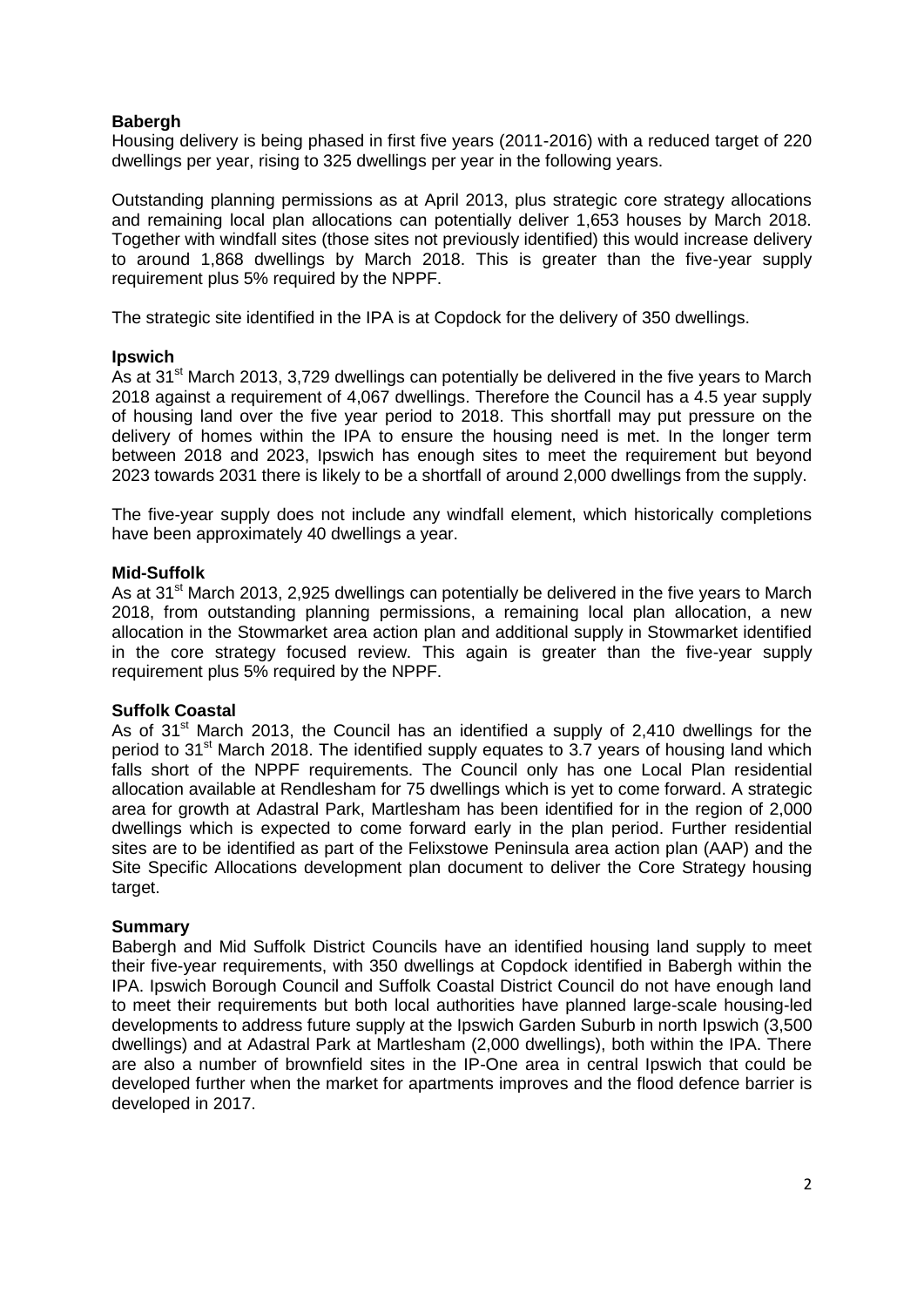**Babergh**

Housing delivery is being phased in first five years (2011-2016) with a reduced target of 220 dwellings per year, rising to 325 dwellings per year in the following years.

Outstanding planning permissions as at April 2013, plus strategic core strategy allocations and remaining local plan allocations can potentially deliver 1,653 houses by March 2018. Together with windfall sites (those sites not previously identified) this would increase delivery to around 1,868 dwellings by March 2018. This is greater than the five-year supply requirement plus 5% required by the NPPF.

The strategic site identified in the IPA is at Copdock for the delivery of 350 dwellings.

**Ipswich**

As at 31st March 2013, 3,729 dwellings can potentially be delivered in the five years to March 2018 against a requirement of 4,067 dwellings. Therefore the Council has a 4.5 year supply of housing land over the five year period to 2018. This shortfall may put pressure on the delivery of homes within the IPA to ensure the housing need is met. In the longer term between 2018 and 2023, Ipswich has enough sites to meet the requirement but beyond 2023 towards 2031 there is likely to be a shortfall of around 2,000 dwellings from the supply.

The five-year supply does not include any windfall element, which historically completions have been approximately 40 dwellings a year.

**Mid-Suffolk**

As at 31st March 2013, 2,925 dwellings can potentially be delivered in the five years to March 2018, from outstanding planning permissions, a remaining local plan allocation, a new allocation in the Stowmarket area action plan and additional supply in Stowmarket identified in the core strategy focused review. This again is greater than the five-year supply requirement plus 5% required by the NPPF.

**Suffolk Coastal**

As of 31st March 2013, the Council has an identified a supply of 2,410 dwellings for the period to 31st March 2018. The identified supply equates to 3.7 years of housing land which falls short of the NPPF requirements. The Council only has one Local Plan residential allocation available at Rendlesham for 75 dwellings which is yet to come forward. A strategic area for growth at Adastral Park, Martlesham has been identified for in the region of 2,000 dwellings which is expected to come forward early in the plan period. Further residential sites are to be identified as part of the Felixstowe Peninsula area action plan (AAP) and the Site Specific Allocations development plan document to deliver the Core Strategy housing target.

**Summary**

Babergh and Mid Suffolk District Councils have an identified housing land supply to meet their five-year requirements, with 350 dwellings at Copdock identified in Babergh within the IPA. Ipswich Borough Council and Suffolk Coastal District Council do not have enough land to meet their requirements but both local authorities have planned large-scale housing-led developments to address future supply at the Ipswich Garden Suburb in north Ipswich (3,500 dwellings) and at Adastral Park at Martlesham (2,000 dwellings), both within the IPA. There are also a number of brownfield sites in the IP-One area in central Ipswich that could be developed further when the market for apartments improves and the flood defence barrier is developed in 2017.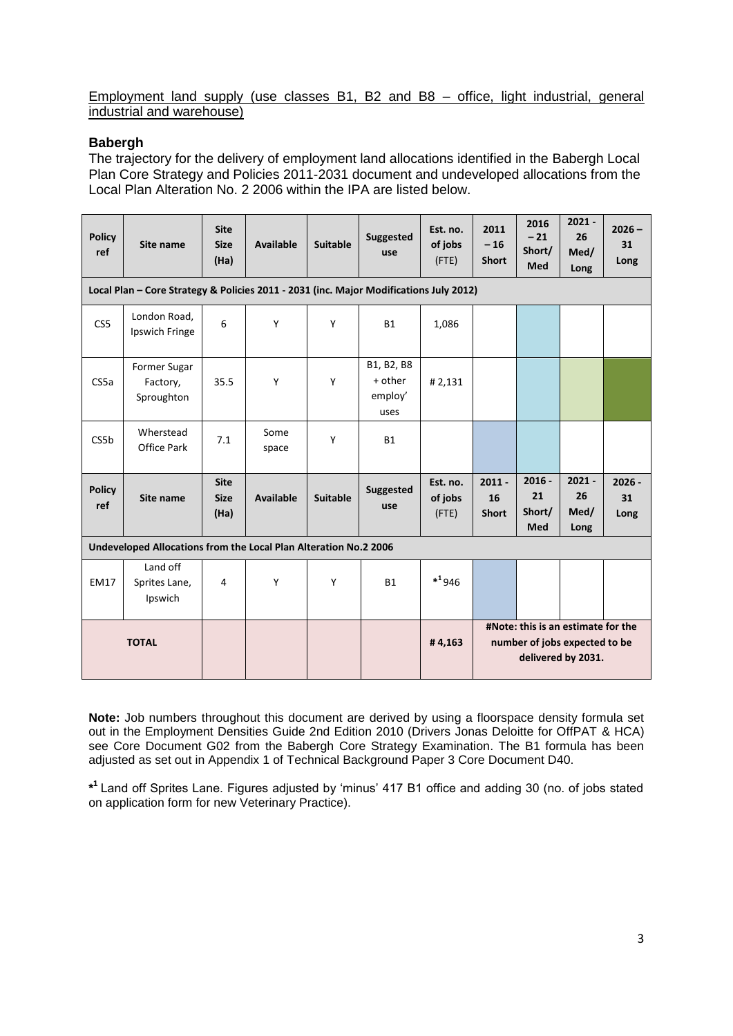Employment land supply (use classes B1, B2 and B8 – office, light industrial, general industrial and warehouse)

## Babergh

The trajectory for the delivery of employment land allocations identified in the Babergh Local Plan Core Strategy and Policies 2011-2031 document and undeveloped allocations from the Local Plan Alteration No. 2 2006 within the IPA are listed below.

| Policy ref | Site name | Site Size (Ha) | Available | Suitable | Suggested use | Est. no. of jobs (FTE) | 2011 – 16 Short | 2016 – 21 Short/ Med | 2021 - 26 Med/ Long | 2026 – 31 Long |
|---|---|---|---|---|---|---|---|---|---|---|
| **Local Plan – Core Strategy & Policies 2011 - 2031 (inc. Major Modifications July 2012)** | | | | | | | | | | |
| CS5 | London Road, Ipswich Fringe | 6 | Y | Y | B1 | 1,086 | | | | |
| CS5a | Former Sugar Factory, Sproughton | 35.5 | Y | Y | B1, B2, B8 + other employ' uses | # 2,131 | | | | |
| CS5b | Wherstead Office Park | 7.1 | Some space | Y | B1 | | | | | |
| **Policy ref** | **Site name** | **Site Size (Ha)** | **Available** | **Suitable** | **Suggested use** | **Est. no. of jobs (FTE)** | **2011 - 16 Short** | **2016 - 21 Short/ Med** | **2021 - 26 Med/ Long** | **2026 - 31 Long** |
| **Undeveloped Allocations from the Local Plan Alteration No.2 2006** | | | | | | | | | | |
| EM17 | Land off Sprites Lane, Ipswich | 4 | Y | Y | B1 | *[1] 946 | | | | |
| **TOTAL** | | | | | | # 4,163 | **#Note: this is an estimate for the number of jobs expected to be delivered by 2031.** | | | |

**Note:** Job numbers throughout this document are derived by using a floorspace density formula set out in the Employment Densities Guide 2nd Edition 2010 (Drivers Jonas Deloitte for OffPAT & HCA) see Core Document G02 from the Babergh Core Strategy Examination. The B1 formula has been adjusted as set out in Appendix 1 of Technical Background Paper 3 Core Document D40.

*[1] Land off Sprites Lane. Figures adjusted by 'minus' 417 B1 office and adding 30 (no. of jobs stated on application form for new Veterinary Practice).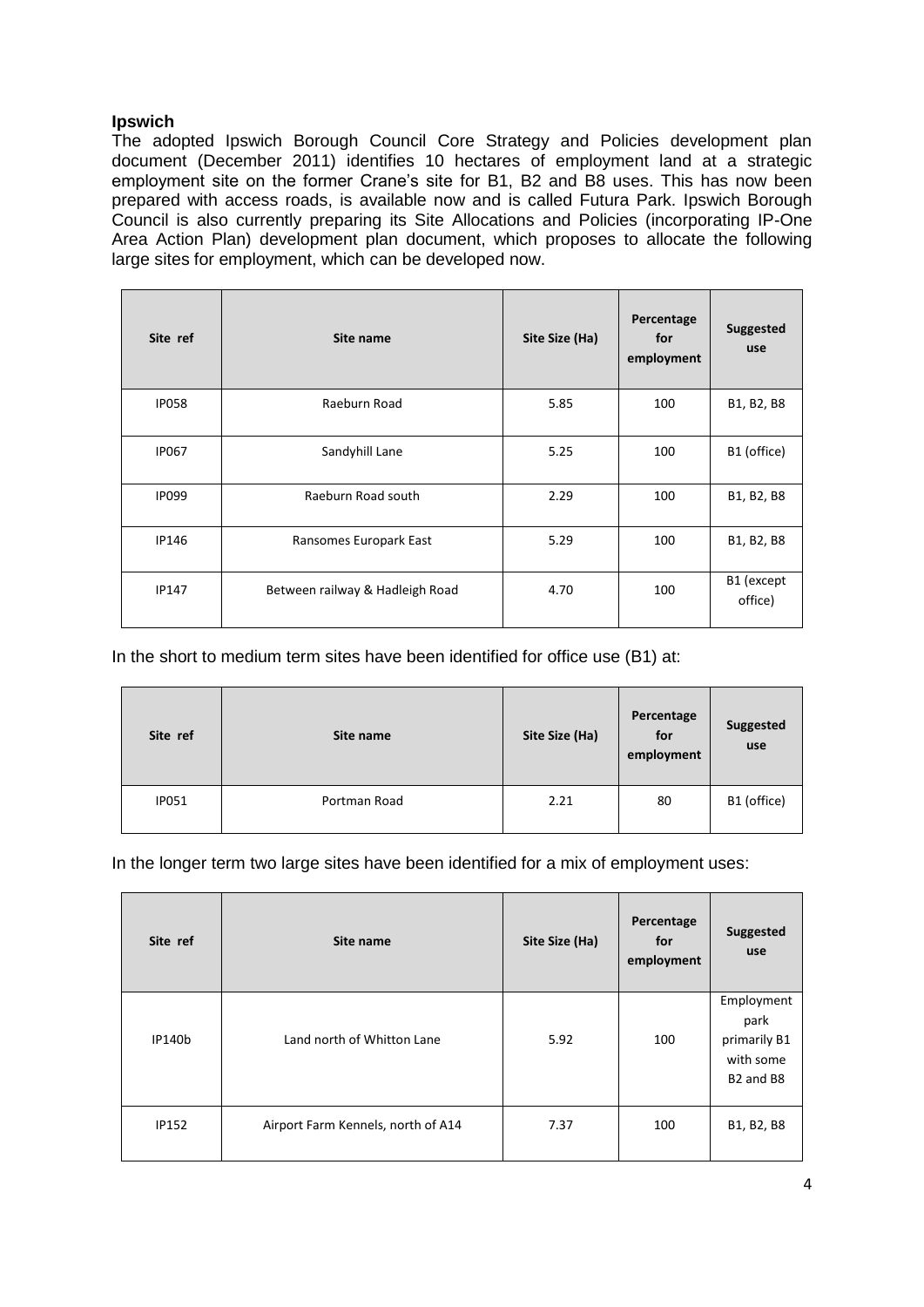**Ipswich**

The adopted Ipswich Borough Council Core Strategy and Policies development plan document (December 2011) identifies 10 hectares of employment land at a strategic employment site on the former Crane's site for B1, B2 and B8 uses. This has now been prepared with access roads, is available now and is called Futura Park. Ipswich Borough Council is also currently preparing its Site Allocations and Policies (incorporating IP-One Area Action Plan) development plan document, which proposes to allocate the following large sites for employment, which can be developed now.

| Site ref | Site name | Site Size (Ha) | Percentage for employment | Suggested use |
|---|---|---|---|---|
| IP058 | Raeburn Road | 5.85 | 100 | B1, B2, B8 |
| IP067 | Sandyhill Lane | 5.25 | 100 | B1 (office) |
| IP099 | Raeburn Road south | 2.29 | 100 | B1, B2, B8 |
| IP146 | Ransomes Europark East | 5.29 | 100 | B1, B2, B8 |
| IP147 | Between railway & Hadleigh Road | 4.70 | 100 | B1 (except office) |

In the short to medium term sites have been identified for office use (B1) at:

| Site ref | Site name | Site Size (Ha) | Percentage for employment | Suggested use |
|---|---|---|---|---|
| IP051 | Portman Road | 2.21 | 80 | B1 (office) |

In the longer term two large sites have been identified for a mix of employment uses:

| Site ref | Site name | Site Size (Ha) | Percentage for employment | Suggested use |
|---|---|---|---|---|
| IP140b | Land north of Whitton Lane | 5.92 | 100 | Employment park primarily B1 with some B2 and B8 |
| IP152 | Airport Farm Kennels, north of A14 | 7.37 | 100 | B1, B2, B8 |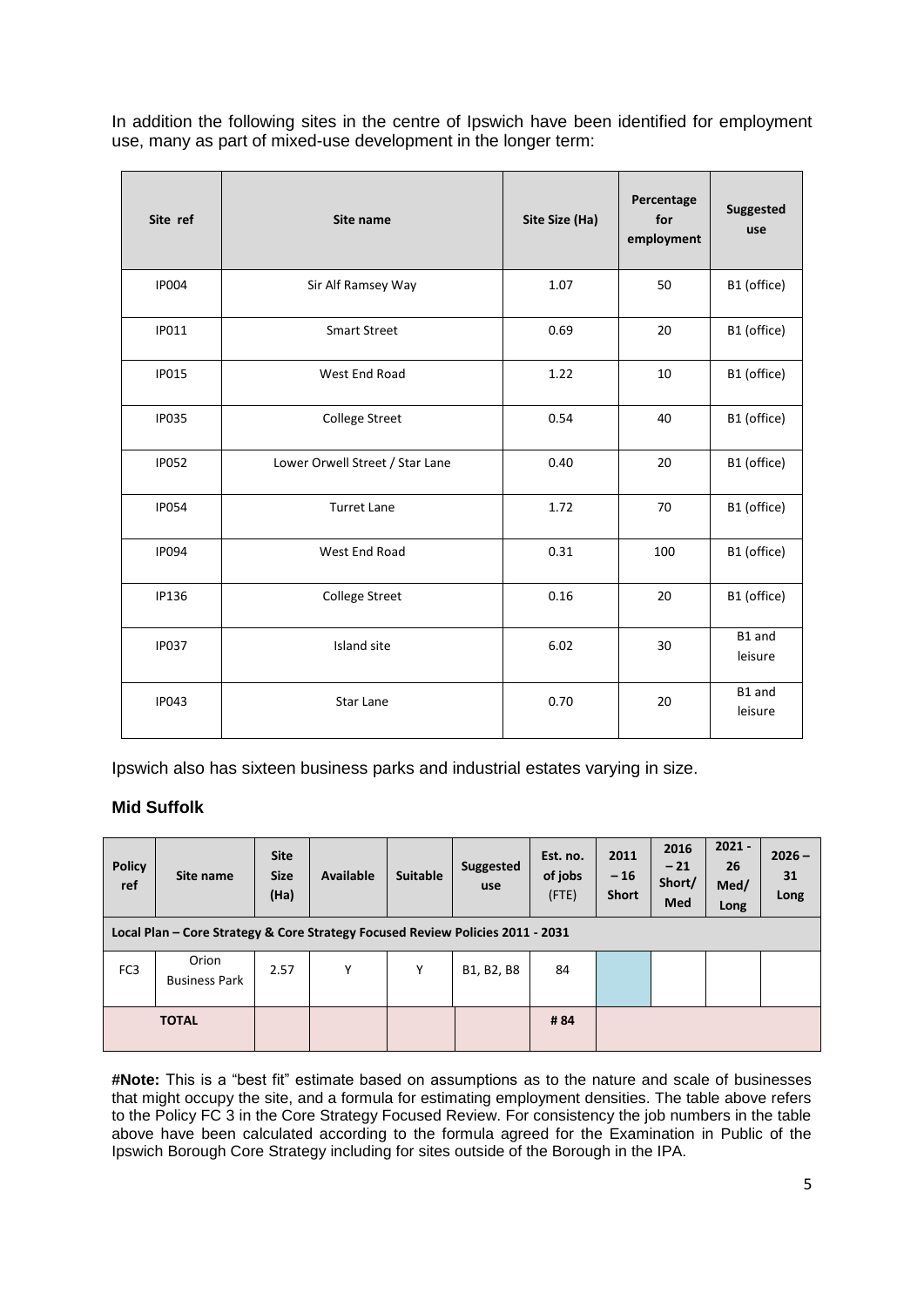In addition the following sites in the centre of Ipswich have been identified for employment use, many as part of mixed-use development in the longer term:

| Site ref | Site name | Site Size (Ha) | Percentage for employment | Suggested use |
|---|---|---|---|---|
| IP004 | Sir Alf Ramsey Way | 1.07 | 50 | B1 (office) |
| IP011 | Smart Street | 0.69 | 20 | B1 (office) |
| IP015 | West End Road | 1.22 | 10 | B1 (office) |
| IP035 | College Street | 0.54 | 40 | B1 (office) |
| IP052 | Lower Orwell Street / Star Lane | 0.40 | 20 | B1 (office) |
| IP054 | Turret Lane | 1.72 | 70 | B1 (office) |
| IP094 | West End Road | 0.31 | 100 | B1 (office) |
| IP136 | College Street | 0.16 | 20 | B1 (office) |
| IP037 | Island site | 6.02 | 30 | B1 and leisure |
| IP043 | Star Lane | 0.70 | 20 | B1 and leisure |

Ipswich also has sixteen business parks and industrial estates varying in size.

### Mid Suffolk

| Policy ref | Site name | Site Size (Ha) | Available | Suitable | Suggested use | Est. no. of jobs (FTE) | 2011 – 16 Short | 2016 – 21 Short/ Med | 2021 - 26 Med/ Long | 2026 – 31 Long |
|---|---|---|---|---|---|---|---|---|---|---|
| Local Plan – Core Strategy & Core Strategy Focused Review Policies 2011 - 2031 | | | | | | | | | | |
| FC3 | Orion Business Park | 2.57 | Y | Y | B1, B2, B8 | 84 | | | | |
| TOTAL | | | | | | # 84 | | | | |

**#Note:** This is a "best fit" estimate based on assumptions as to the nature and scale of businesses that might occupy the site, and a formula for estimating employment densities. The table above refers to the Policy FC 3 in the Core Strategy Focused Review. For consistency the job numbers in the table above have been calculated according to the formula agreed for the Examination in Public of the Ipswich Borough Core Strategy including for sites outside of the Borough in the IPA.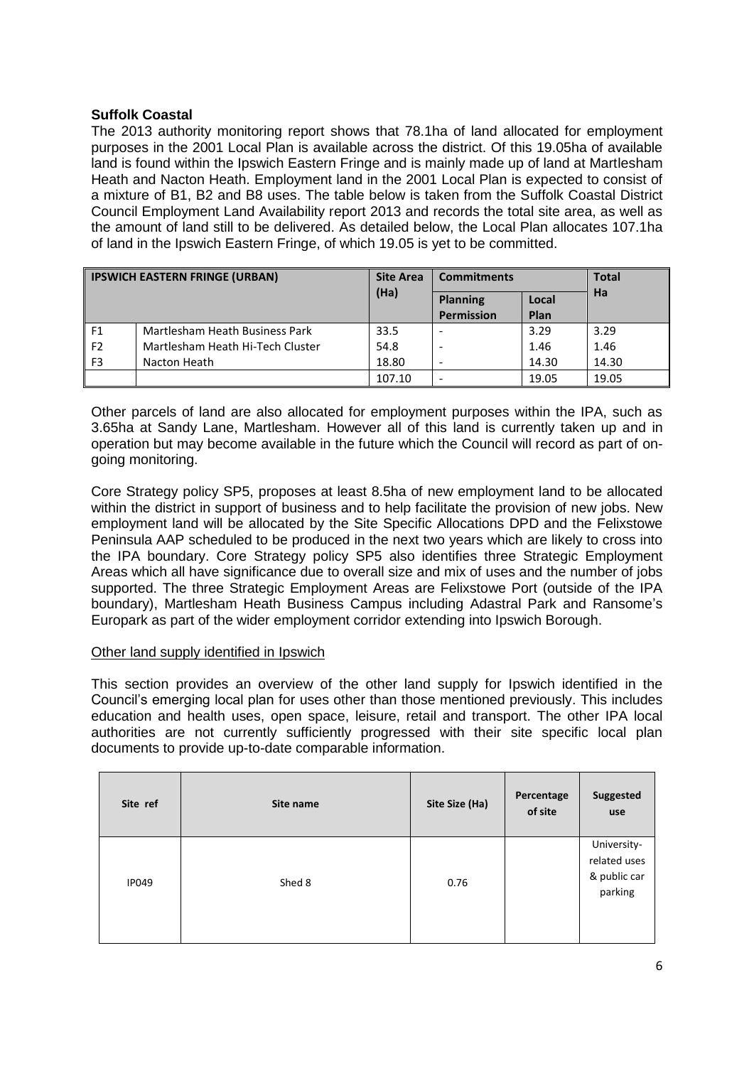**Suffolk Coastal**

The 2013 authority monitoring report shows that 78.1ha of land allocated for employment purposes in the 2001 Local Plan is available across the district. Of this 19.05ha of available land is found within the Ipswich Eastern Fringe and is mainly made up of land at Martlesham Heath and Nacton Heath. Employment land in the 2001 Local Plan is expected to consist of a mixture of B1, B2 and B8 uses. The table below is taken from the Suffolk Coastal District Council Employment Land Availability report 2013 and records the total site area, as well as the amount of land still to be delivered. As detailed below, the Local Plan allocates 107.1ha of land in the Ipswich Eastern Fringe, of which 19.05 is yet to be committed.

| IPSWICH EASTERN FRINGE (URBAN) | | Site Area (Ha) | Commitments | | Total Ha |
|---|---|---|---|---|---|
| | | | Planning Permission | Local Plan | |
| F1 | Martlesham Heath Business Park | 33.5 | - | 3.29 | 3.29 |
| F2 | Martlesham Heath Hi-Tech Cluster | 54.8 | - | 1.46 | 1.46 |
| F3 | Nacton Heath | 18.80 | - | 14.30 | 14.30 |
| | | 107.10 | - | 19.05 | 19.05 |

Other parcels of land are also allocated for employment purposes within the IPA, such as 3.65ha at Sandy Lane, Martlesham. However all of this land is currently taken up and in operation but may become available in the future which the Council will record as part of on-going monitoring.

Core Strategy policy SP5, proposes at least 8.5ha of new employment land to be allocated within the district in support of business and to help facilitate the provision of new jobs. New employment land will be allocated by the Site Specific Allocations DPD and the Felixstowe Peninsula AAP scheduled to be produced in the next two years which are likely to cross into the IPA boundary. Core Strategy policy SP5 also identifies three Strategic Employment Areas which all have significance due to overall size and mix of uses and the number of jobs supported. The three Strategic Employment Areas are Felixstowe Port (outside of the IPA boundary), Martlesham Heath Business Campus including Adastral Park and Ransome's Europark as part of the wider employment corridor extending into Ipswich Borough.

Other land supply identified in Ipswich

This section provides an overview of the other land supply for Ipswich identified in the Council's emerging local plan for uses other than those mentioned previously. This includes education and health uses, open space, leisure, retail and transport. The other IPA local authorities are not currently sufficiently progressed with their site specific local plan documents to provide up-to-date comparable information.

| Site ref | Site name | Site Size (Ha) | Percentage of site | Suggested use |
|---|---|---|---|---|
| IP049 | Shed 8 | 0.76 | | University-related uses & public car parking |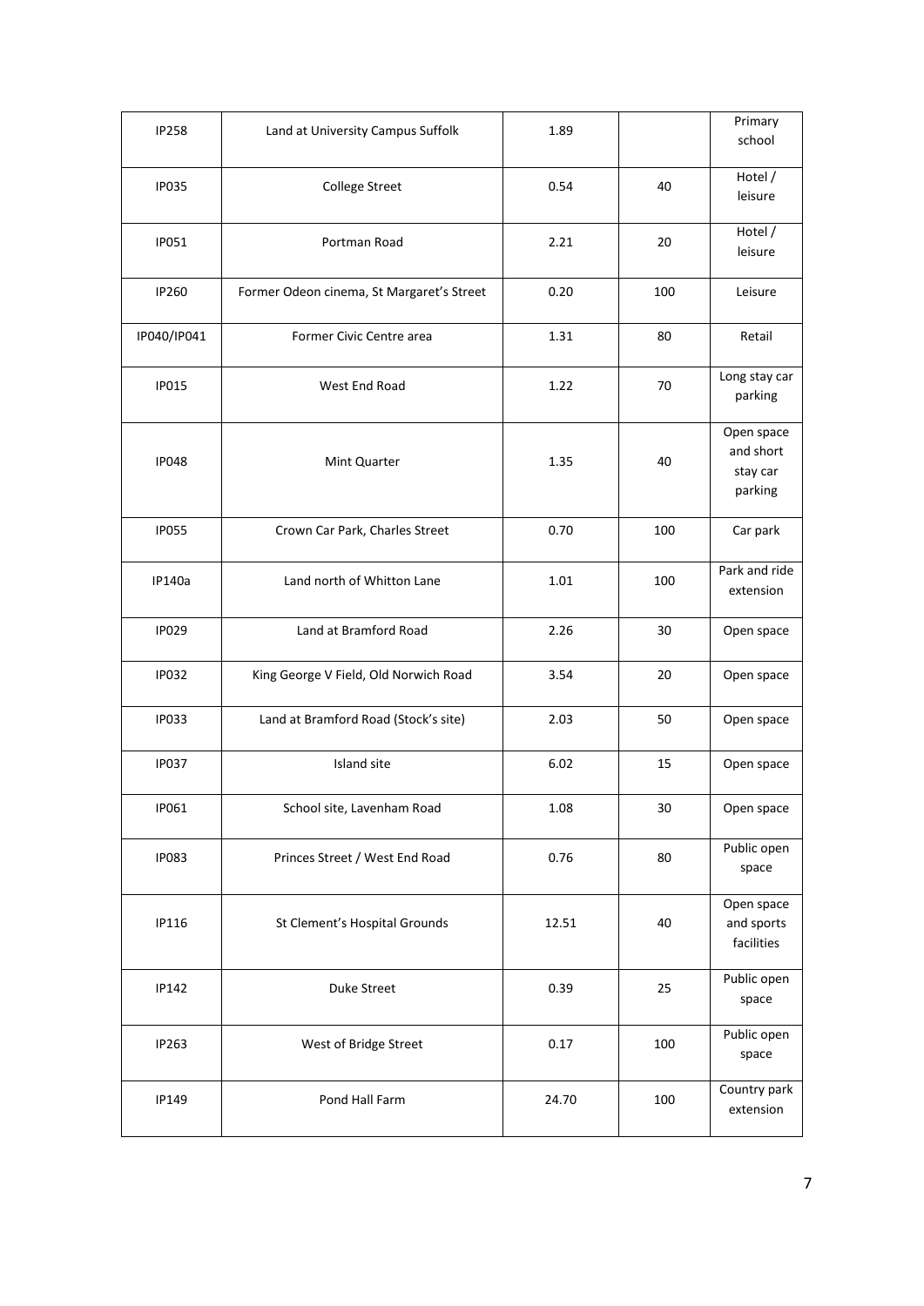| IP258 | Land at University Campus Suffolk | 1.89 | | Primary school |
|---|---|---|---|---|
| IP035 | College Street | 0.54 | 40 | Hotel / leisure |
| IP051 | Portman Road | 2.21 | 20 | Hotel / leisure |
| IP260 | Former Odeon cinema, St Margaret's Street | 0.20 | 100 | Leisure |
| IP040/IP041 | Former Civic Centre area | 1.31 | 80 | Retail |
| IP015 | West End Road | 1.22 | 70 | Long stay car parking |
| IP048 | Mint Quarter | 1.35 | 40 | Open space and short stay car parking |
| IP055 | Crown Car Park, Charles Street | 0.70 | 100 | Car park |
| IP140a | Land north of Whitton Lane | 1.01 | 100 | Park and ride extension |
| IP029 | Land at Bramford Road | 2.26 | 30 | Open space |
| IP032 | King George V Field, Old Norwich Road | 3.54 | 20 | Open space |
| IP033 | Land at Bramford Road (Stock's site) | 2.03 | 50 | Open space |
| IP037 | Island site | 6.02 | 15 | Open space |
| IP061 | School site, Lavenham Road | 1.08 | 30 | Open space |
| IP083 | Princes Street / West End Road | 0.76 | 80 | Public open space |
| IP116 | St Clement's Hospital Grounds | 12.51 | 40 | Open space and sports facilities |
| IP142 | Duke Street | 0.39 | 25 | Public open space |
| IP263 | West of Bridge Street | 0.17 | 100 | Public open space |
| IP149 | Pond Hall Farm | 24.70 | 100 | Country park extension |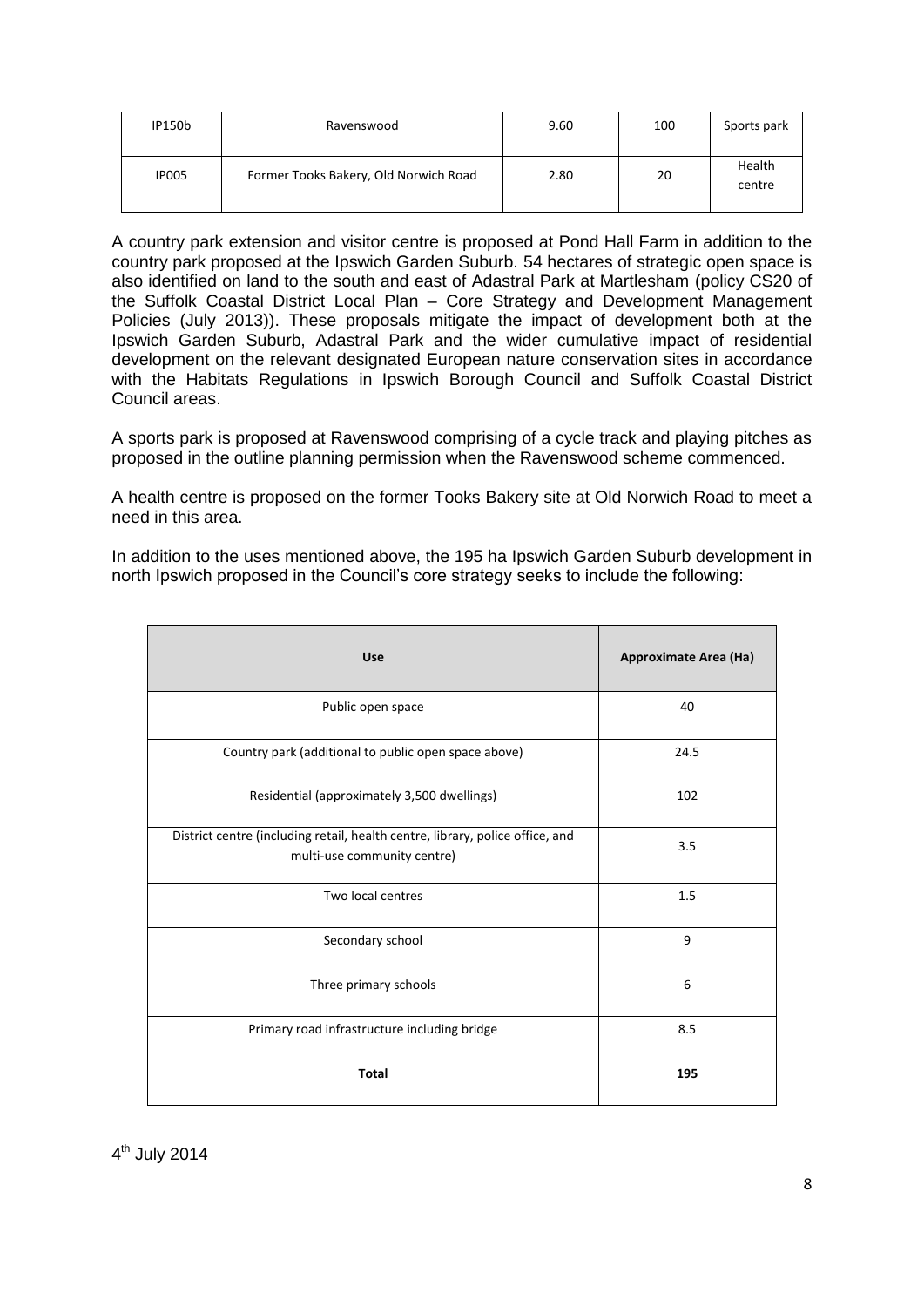| | | | | |
|---|---|---|---|---|
| IP150b | Ravenswood | 9.60 | 100 | Sports park |
| IP005 | Former Tooks Bakery, Old Norwich Road | 2.80 | 20 | Health centre |

A country park extension and visitor centre is proposed at Pond Hall Farm in addition to the country park proposed at the Ipswich Garden Suburb. 54 hectares of strategic open space is also identified on land to the south and east of Adastral Park at Martlesham (policy CS20 of the Suffolk Coastal District Local Plan – Core Strategy and Development Management Policies (July 2013)). These proposals mitigate the impact of development both at the Ipswich Garden Suburb, Adastral Park and the wider cumulative impact of residential development on the relevant designated European nature conservation sites in accordance with the Habitats Regulations in Ipswich Borough Council and Suffolk Coastal District Council areas.

A sports park is proposed at Ravenswood comprising of a cycle track and playing pitches as proposed in the outline planning permission when the Ravenswood scheme commenced.

A health centre is proposed on the former Tooks Bakery site at Old Norwich Road to meet a need in this area.

In addition to the uses mentioned above, the 195 ha Ipswich Garden Suburb development in north Ipswich proposed in the Council's core strategy seeks to include the following:

| Use | Approximate Area (Ha) |
|---|---|
| Public open space | 40 |
| Country park (additional to public open space above) | 24.5 |
| Residential (approximately 3,500 dwellings) | 102 |
| District centre (including retail, health centre, library, police office, and multi-use community centre) | 3.5 |
| Two local centres | 1.5 |
| Secondary school | 9 |
| Three primary schools | 6 |
| Primary road infrastructure including bridge | 8.5 |
| **Total** | **195** |

4th July 2014